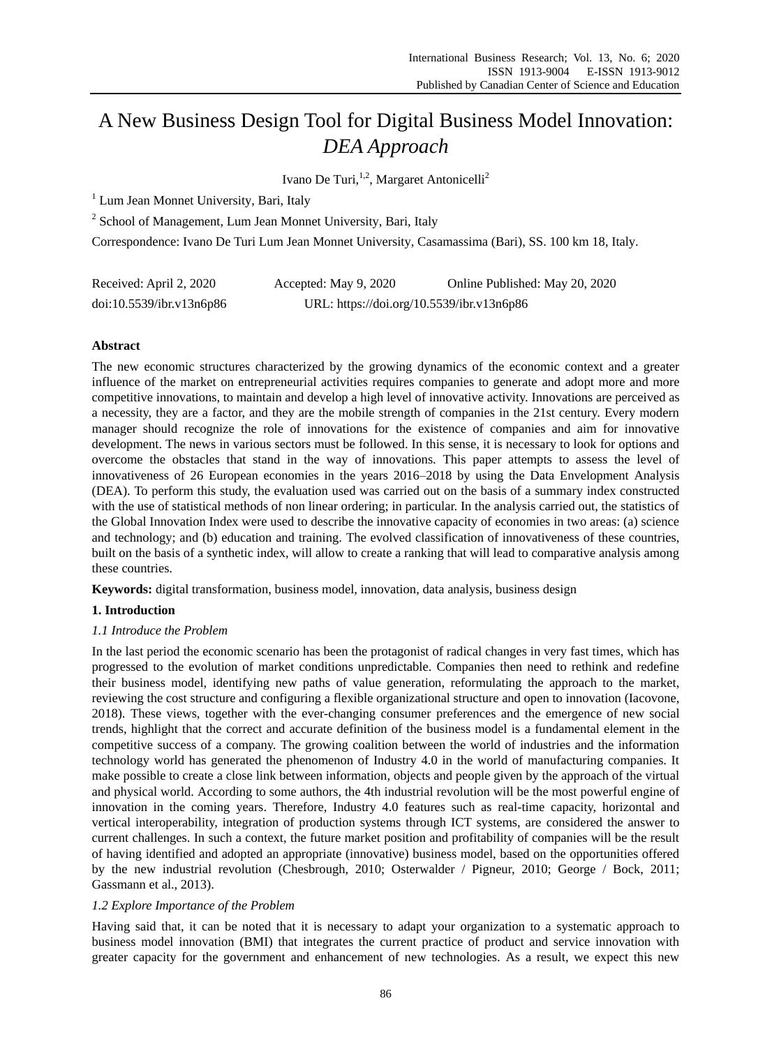# A New Business Design Tool for Digital Business Model Innovation: *DEA Approach*

Ivano De Turi,[1,2], Margaret Antonicelli[2]

[1] Lum Jean Monnet University, Bari, Italy

[2] School of Management, Lum Jean Monnet University, Bari, Italy

Correspondence: Ivano De Turi Lum Jean Monnet University, Casamassima (Bari), SS. 100 km 18, Italy.

Received: April 2, 2020 Accepted: May 9, 2020 Online Published: May 20, 2020

doi:10.5539/ibr.v13n6p86 URL: https://doi.org/10.5539/ibr.v13n6p86

**Abstract**

The new economic structures characterized by the growing dynamics of the economic context and a greater influence of the market on entrepreneurial activities requires companies to generate and adopt more and more competitive innovations, to maintain and develop a high level of innovative activity. Innovations are perceived as a necessity, they are a factor, and they are the mobile strength of companies in the 21st century. Every modern manager should recognize the role of innovations for the existence of companies and aim for innovative development. The news in various sectors must be followed. In this sense, it is necessary to look for options and overcome the obstacles that stand in the way of innovations. This paper attempts to assess the level of innovativeness of 26 European economies in the years 2016–2018 by using the Data Envelopment Analysis (DEA). To perform this study, the evaluation used was carried out on the basis of a summary index constructed with the use of statistical methods of non linear ordering; in particular. In the analysis carried out, the statistics of the Global Innovation Index were used to describe the innovative capacity of economies in two areas: (a) science and technology; and (b) education and training. The evolved classification of innovativeness of these countries, built on the basis of a synthetic index, will allow to create a ranking that will lead to comparative analysis among these countries.

**Keywords:** digital transformation, business model, innovation, data analysis, business design

## 1. Introduction

### *1.1 Introduce the Problem*

In the last period the economic scenario has been the protagonist of radical changes in very fast times, which has progressed to the evolution of market conditions unpredictable. Companies then need to rethink and redefine their business model, identifying new paths of value generation, reformulating the approach to the market, reviewing the cost structure and configuring a flexible organizational structure and open to innovation (Iacovone, 2018). These views, together with the ever-changing consumer preferences and the emergence of new social trends, highlight that the correct and accurate definition of the business model is a fundamental element in the competitive success of a company. The growing coalition between the world of industries and the information technology world has generated the phenomenon of Industry 4.0 in the world of manufacturing companies. It make possible to create a close link between information, objects and people given by the approach of the virtual and physical world. According to some authors, the 4th industrial revolution will be the most powerful engine of innovation in the coming years. Therefore, Industry 4.0 features such as real-time capacity, horizontal and vertical interoperability, integration of production systems through ICT systems, are considered the answer to current challenges. In such a context, the future market position and profitability of companies will be the result of having identified and adopted an appropriate (innovative) business model, based on the opportunities offered by the new industrial revolution (Chesbrough, 2010; Osterwalder / Pigneur, 2010; George / Bock, 2011; Gassmann et al., 2013).

### *1.2 Explore Importance of the Problem*

Having said that, it can be noted that it is necessary to adapt your organization to a systematic approach to business model innovation (BMI) that integrates the current practice of product and service innovation with greater capacity for the government and enhancement of new technologies. As a result, we expect this new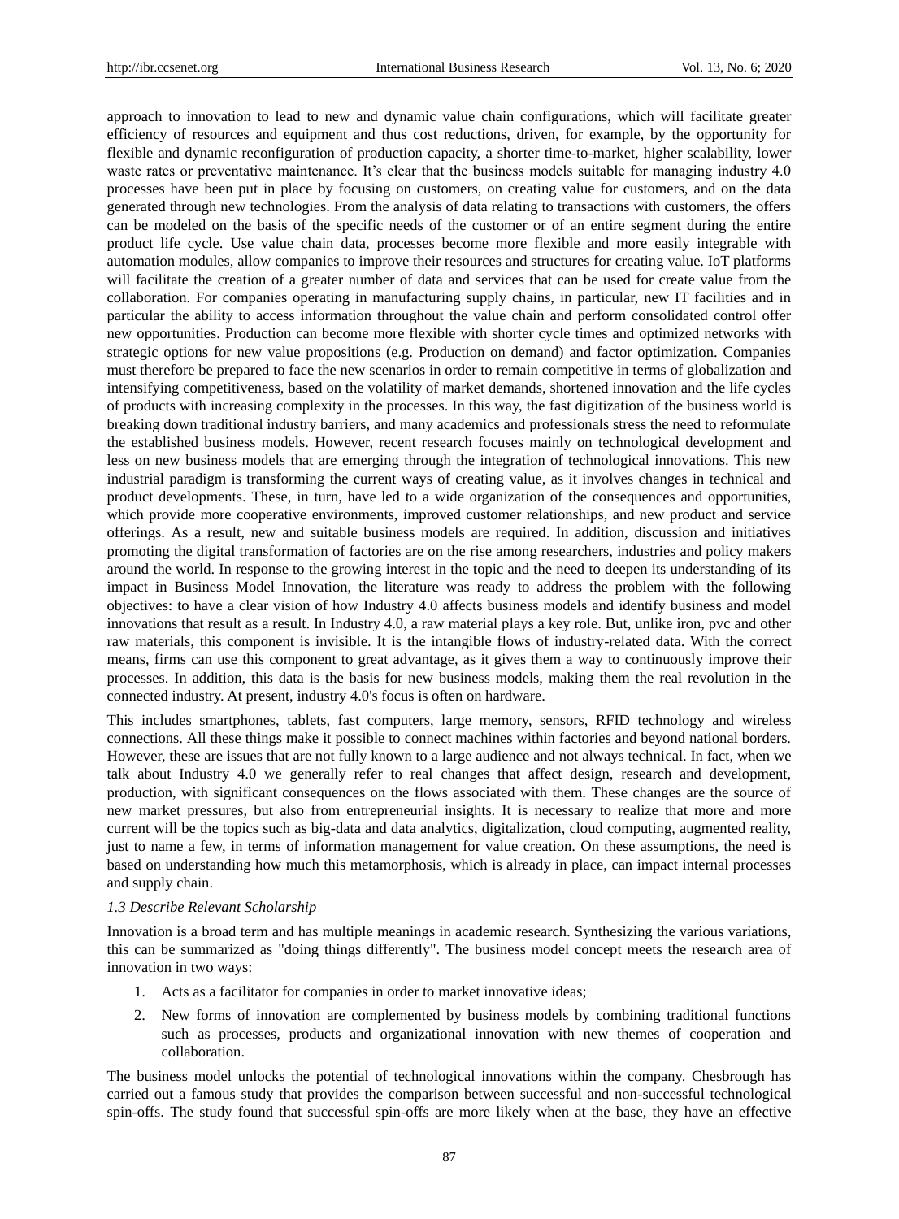approach to innovation to lead to new and dynamic value chain configurations, which will facilitate greater efficiency of resources and equipment and thus cost reductions, driven, for example, by the opportunity for flexible and dynamic reconfiguration of production capacity, a shorter time-to-market, higher scalability, lower waste rates or preventative maintenance. It's clear that the business models suitable for managing industry 4.0 processes have been put in place by focusing on customers, on creating value for customers, and on the data generated through new technologies. From the analysis of data relating to transactions with customers, the offers can be modeled on the basis of the specific needs of the customer or of an entire segment during the entire product life cycle. Use value chain data, processes become more flexible and more easily integrable with automation modules, allow companies to improve their resources and structures for creating value. IoT platforms will facilitate the creation of a greater number of data and services that can be used for create value from the collaboration. For companies operating in manufacturing supply chains, in particular, new IT facilities and in particular the ability to access information throughout the value chain and perform consolidated control offer new opportunities. Production can become more flexible with shorter cycle times and optimized networks with strategic options for new value propositions (e.g. Production on demand) and factor optimization. Companies must therefore be prepared to face the new scenarios in order to remain competitive in terms of globalization and intensifying competitiveness, based on the volatility of market demands, shortened innovation and the life cycles of products with increasing complexity in the processes. In this way, the fast digitization of the business world is breaking down traditional industry barriers, and many academics and professionals stress the need to reformulate the established business models. However, recent research focuses mainly on technological development and less on new business models that are emerging through the integration of technological innovations. This new industrial paradigm is transforming the current ways of creating value, as it involves changes in technical and product developments. These, in turn, have led to a wide organization of the consequences and opportunities, which provide more cooperative environments, improved customer relationships, and new product and service offerings. As a result, new and suitable business models are required. In addition, discussion and initiatives promoting the digital transformation of factories are on the rise among researchers, industries and policy makers around the world. In response to the growing interest in the topic and the need to deepen its understanding of its impact in Business Model Innovation, the literature was ready to address the problem with the following objectives: to have a clear vision of how Industry 4.0 affects business models and identify business and model innovations that result as a result. In Industry 4.0, a raw material plays a key role. But, unlike iron, pvc and other raw materials, this component is invisible. It is the intangible flows of industry-related data. With the correct means, firms can use this component to great advantage, as it gives them a way to continuously improve their processes. In addition, this data is the basis for new business models, making them the real revolution in the connected industry. At present, industry 4.0's focus is often on hardware.

This includes smartphones, tablets, fast computers, large memory, sensors, RFID technology and wireless connections. All these things make it possible to connect machines within factories and beyond national borders. However, these are issues that are not fully known to a large audience and not always technical. In fact, when we talk about Industry 4.0 we generally refer to real changes that affect design, research and development, production, with significant consequences on the flows associated with them. These changes are the source of new market pressures, but also from entrepreneurial insights. It is necessary to realize that more and more current will be the topics such as big-data and data analytics, digitalization, cloud computing, augmented reality, just to name a few, in terms of information management for value creation. On these assumptions, the need is based on understanding how much this metamorphosis, which is already in place, can impact internal processes and supply chain.

### *1.3 Describe Relevant Scholarship*

Innovation is a broad term and has multiple meanings in academic research. Synthesizing the various variations, this can be summarized as "doing things differently". The business model concept meets the research area of innovation in two ways:

1. Acts as a facilitator for companies in order to market innovative ideas;
2. New forms of innovation are complemented by business models by combining traditional functions such as processes, products and organizational innovation with new themes of cooperation and collaboration.

The business model unlocks the potential of technological innovations within the company. Chesbrough has carried out a famous study that provides the comparison between successful and non-successful technological spin-offs. The study found that successful spin-offs are more likely when at the base, they have an effective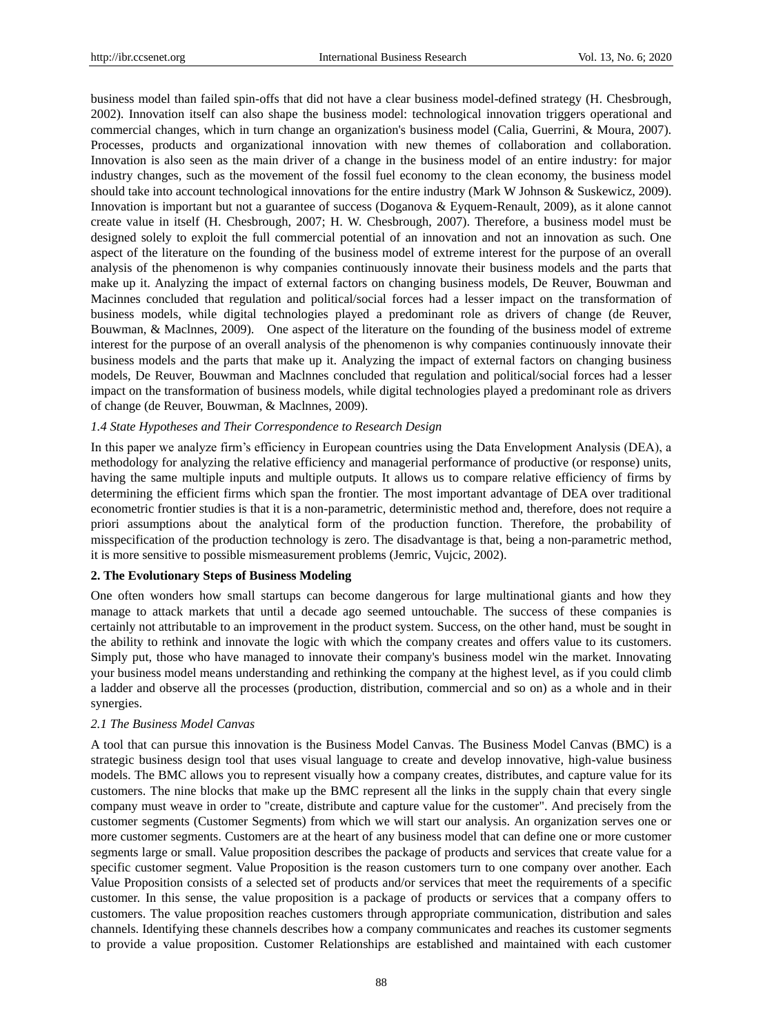business model than failed spin-offs that did not have a clear business model-defined strategy (H. Chesbrough, 2002). Innovation itself can also shape the business model: technological innovation triggers operational and commercial changes, which in turn change an organization's business model (Calia, Guerrini, & Moura, 2007). Processes, products and organizational innovation with new themes of collaboration and collaboration. Innovation is also seen as the main driver of a change in the business model of an entire industry: for major industry changes, such as the movement of the fossil fuel economy to the clean economy, the business model should take into account technological innovations for the entire industry (Mark W Johnson & Suskewicz, 2009). Innovation is important but not a guarantee of success (Doganova & Eyquem-Renault, 2009), as it alone cannot create value in itself (H. Chesbrough, 2007; H. W. Chesbrough, 2007). Therefore, a business model must be designed solely to exploit the full commercial potential of an innovation and not an innovation as such. One aspect of the literature on the founding of the business model of extreme interest for the purpose of an overall analysis of the phenomenon is why companies continuously innovate their business models and the parts that make up it. Analyzing the impact of external factors on changing business models, De Reuver, Bouwman and Macinnes concluded that regulation and political/social forces had a lesser impact on the transformation of business models, while digital technologies played a predominant role as drivers of change (de Reuver, Bouwman, & Maclnnes, 2009). One aspect of the literature on the founding of the business model of extreme interest for the purpose of an overall analysis of the phenomenon is why companies continuously innovate their business models and the parts that make up it. Analyzing the impact of external factors on changing business models, De Reuver, Bouwman and Maclnnes concluded that regulation and political/social forces had a lesser impact on the transformation of business models, while digital technologies played a predominant role as drivers of change (de Reuver, Bouwman, & Maclnnes, 2009).

### *1.4 State Hypotheses and Their Correspondence to Research Design*

In this paper we analyze firm's efficiency in European countries using the Data Envelopment Analysis (DEA), a methodology for analyzing the relative efficiency and managerial performance of productive (or response) units, having the same multiple inputs and multiple outputs. It allows us to compare relative efficiency of firms by determining the efficient firms which span the frontier. The most important advantage of DEA over traditional econometric frontier studies is that it is a non-parametric, deterministic method and, therefore, does not require a priori assumptions about the analytical form of the production function. Therefore, the probability of misspecification of the production technology is zero. The disadvantage is that, being a non-parametric method, it is more sensitive to possible mismeasurement problems (Jemric, Vujcic, 2002).

## **2. The Evolutionary Steps of Business Modeling**

One often wonders how small startups can become dangerous for large multinational giants and how they manage to attack markets that until a decade ago seemed untouchable. The success of these companies is certainly not attributable to an improvement in the product system. Success, on the other hand, must be sought in the ability to rethink and innovate the logic with which the company creates and offers value to its customers. Simply put, those who have managed to innovate their company's business model win the market. Innovating your business model means understanding and rethinking the company at the highest level, as if you could climb a ladder and observe all the processes (production, distribution, commercial and so on) as a whole and in their synergies.

### *2.1 The Business Model Canvas*

A tool that can pursue this innovation is the Business Model Canvas. The Business Model Canvas (BMC) is a strategic business design tool that uses visual language to create and develop innovative, high-value business models. The BMC allows you to represent visually how a company creates, distributes, and capture value for its customers. The nine blocks that make up the BMC represent all the links in the supply chain that every single company must weave in order to "create, distribute and capture value for the customer". And precisely from the customer segments (Customer Segments) from which we will start our analysis. An organization serves one or more customer segments. Customers are at the heart of any business model that can define one or more customer segments large or small. Value proposition describes the package of products and services that create value for a specific customer segment. Value Proposition is the reason customers turn to one company over another. Each Value Proposition consists of a selected set of products and/or services that meet the requirements of a specific customer. In this sense, the value proposition is a package of products or services that a company offers to customers. The value proposition reaches customers through appropriate communication, distribution and sales channels. Identifying these channels describes how a company communicates and reaches its customer segments to provide a value proposition. Customer Relationships are established and maintained with each customer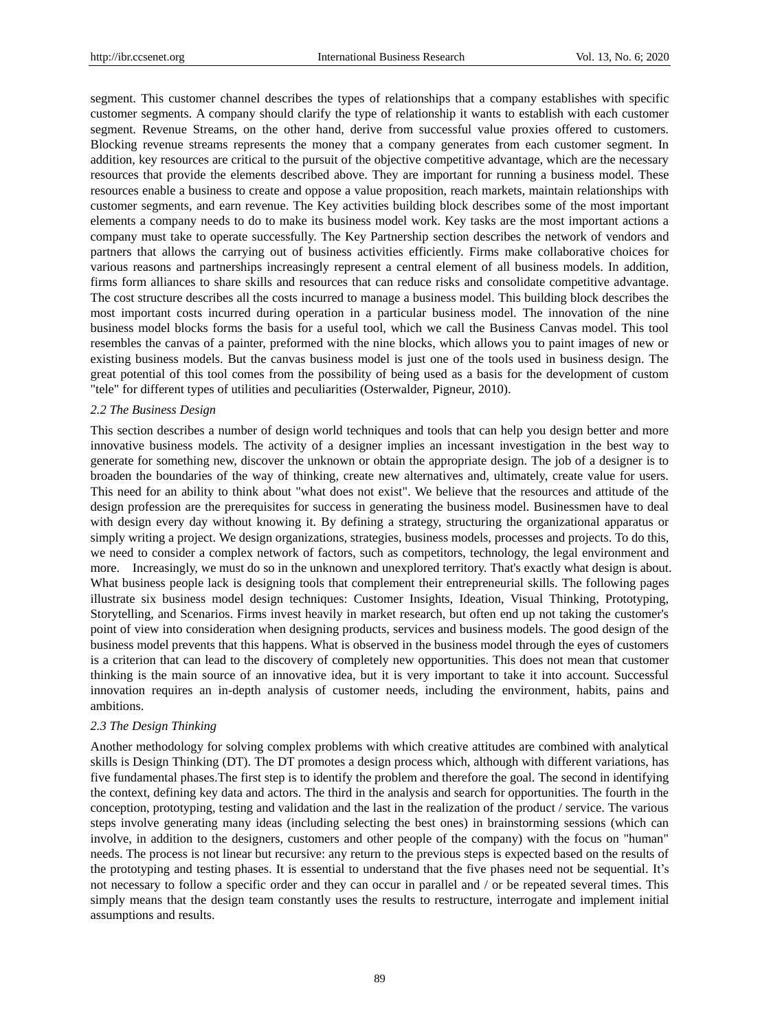segment. This customer channel describes the types of relationships that a company establishes with specific customer segments. A company should clarify the type of relationship it wants to establish with each customer segment. Revenue Streams, on the other hand, derive from successful value proxies offered to customers. Blocking revenue streams represents the money that a company generates from each customer segment. In addition, key resources are critical to the pursuit of the objective competitive advantage, which are the necessary resources that provide the elements described above. They are important for running a business model. These resources enable a business to create and oppose a value proposition, reach markets, maintain relationships with customer segments, and earn revenue. The Key activities building block describes some of the most important elements a company needs to do to make its business model work. Key tasks are the most important actions a company must take to operate successfully. The Key Partnership section describes the network of vendors and partners that allows the carrying out of business activities efficiently. Firms make collaborative choices for various reasons and partnerships increasingly represent a central element of all business models. In addition, firms form alliances to share skills and resources that can reduce risks and consolidate competitive advantage. The cost structure describes all the costs incurred to manage a business model. This building block describes the most important costs incurred during operation in a particular business model. The innovation of the nine business model blocks forms the basis for a useful tool, which we call the Business Canvas model. This tool resembles the canvas of a painter, preformed with the nine blocks, which allows you to paint images of new or existing business models. But the canvas business model is just one of the tools used in business design. The great potential of this tool comes from the possibility of being used as a basis for the development of custom "tele" for different types of utilities and peculiarities (Osterwalder, Pigneur, 2010).

### *2.2 The Business Design*

This section describes a number of design world techniques and tools that can help you design better and more innovative business models. The activity of a designer implies an incessant investigation in the best way to generate for something new, discover the unknown or obtain the appropriate design. The job of a designer is to broaden the boundaries of the way of thinking, create new alternatives and, ultimately, create value for users. This need for an ability to think about "what does not exist". We believe that the resources and attitude of the design profession are the prerequisites for success in generating the business model. Businessmen have to deal with design every day without knowing it. By defining a strategy, structuring the organizational apparatus or simply writing a project. We design organizations, strategies, business models, processes and projects. To do this, we need to consider a complex network of factors, such as competitors, technology, the legal environment and more. Increasingly, we must do so in the unknown and unexplored territory. That's exactly what design is about. What business people lack is designing tools that complement their entrepreneurial skills. The following pages illustrate six business model design techniques: Customer Insights, Ideation, Visual Thinking, Prototyping, Storytelling, and Scenarios. Firms invest heavily in market research, but often end up not taking the customer's point of view into consideration when designing products, services and business models. The good design of the business model prevents that this happens. What is observed in the business model through the eyes of customers is a criterion that can lead to the discovery of completely new opportunities. This does not mean that customer thinking is the main source of an innovative idea, but it is very important to take it into account. Successful innovation requires an in-depth analysis of customer needs, including the environment, habits, pains and ambitions.

### *2.3 The Design Thinking*

Another methodology for solving complex problems with which creative attitudes are combined with analytical skills is Design Thinking (DT). The DT promotes a design process which, although with different variations, has five fundamental phases.The first step is to identify the problem and therefore the goal. The second in identifying the context, defining key data and actors. The third in the analysis and search for opportunities. The fourth in the conception, prototyping, testing and validation and the last in the realization of the product / service. The various steps involve generating many ideas (including selecting the best ones) in brainstorming sessions (which can involve, in addition to the designers, customers and other people of the company) with the focus on "human" needs. The process is not linear but recursive: any return to the previous steps is expected based on the results of the prototyping and testing phases. It is essential to understand that the five phases need not be sequential. It's not necessary to follow a specific order and they can occur in parallel and / or be repeated several times. This simply means that the design team constantly uses the results to restructure, interrogate and implement initial assumptions and results.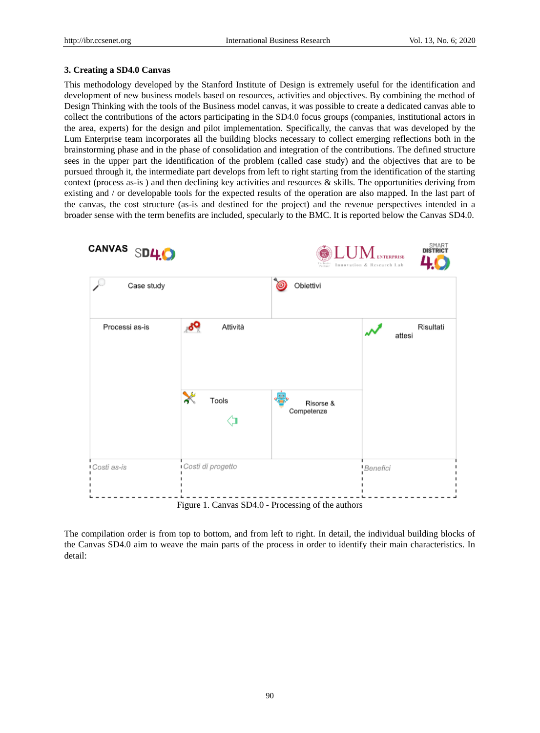### 3. Creating a SD4.0 Canvas

This methodology developed by the Stanford Institute of Design is extremely useful for the identification and development of new business models based on resources, activities and objectives. By combining the method of Design Thinking with the tools of the Business model canvas, it was possible to create a dedicated canvas able to collect the contributions of the actors participating in the SD4.0 focus groups (companies, institutional actors in the area, experts) for the design and pilot implementation. Specifically, the canvas that was developed by the Lum Enterprise team incorporates all the building blocks necessary to collect emerging reflections both in the brainstorming phase and in the phase of consolidation and integration of the contributions. The defined structure sees in the upper part the identification of the problem (called case study) and the objectives that are to be pursued through it, the intermediate part develops from left to right starting from the identification of the starting context (process as-is ) and then declining key activities and resources & skills. The opportunities deriving from existing and / or developable tools for the expected results of the operation are also mapped. In the last part of the canvas, the cost structure (as-is and destined for the project) and the revenue perspectives intended in a broader sense with the term benefits are included, specularly to the BMC. It is reported below the Canvas SD4.0.

CANVAS SD4.0

LUM ENTERPRISE Innovation & Research Lab

SMART DISTRICT 4.0

Case study

Obiettivi

Processi as-is

Attività

Risultati attesi

Tools

Risorse & Competenze

Costi as-is

Costi di progetto

Benefici

Figure 1. Canvas SD4.0 - Processing of the authors

The compilation order is from top to bottom, and from left to right. In detail, the individual building blocks of the Canvas SD4.0 aim to weave the main parts of the process in order to identify their main characteristics. In detail: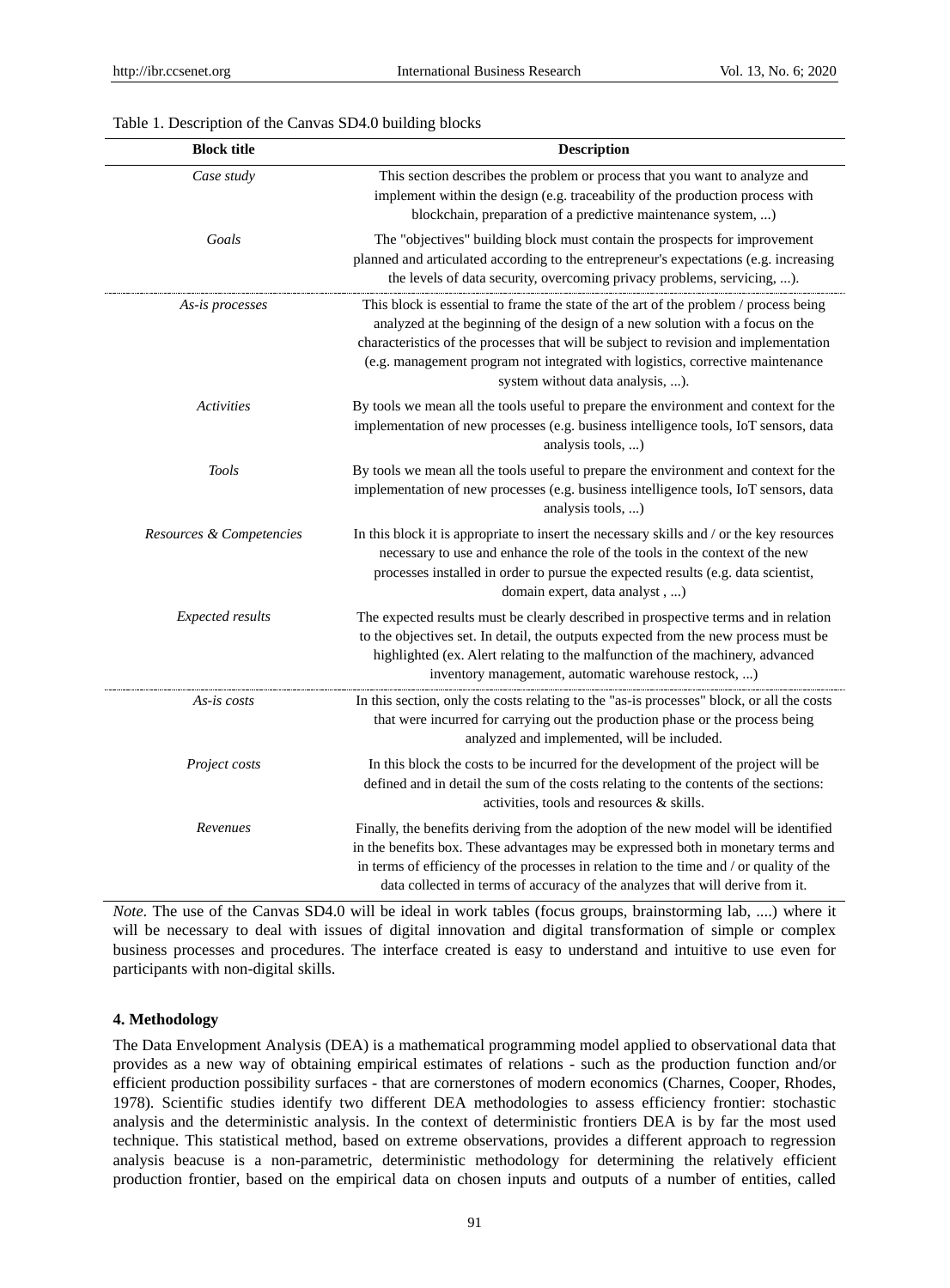Table 1. Description of the Canvas SD4.0 building blocks

| Block title | Description |
|---|---|
| *Case study* | This section describes the problem or process that you want to analyze and implement within the design (e.g. traceability of the production process with blockchain, preparation of a predictive maintenance system, ...) |
| *Goals* | The "objectives" building block must contain the prospects for improvement planned and articulated according to the entrepreneur's expectations (e.g. increasing the levels of data security, overcoming privacy problems, servicing, ...). |
| *As-is processes* | This block is essential to frame the state of the art of the problem / process being analyzed at the beginning of the design of a new solution with a focus on the characteristics of the processes that will be subject to revision and implementation (e.g. management program not integrated with logistics, corrective maintenance system without data analysis, ...). |
| *Activities* | By tools we mean all the tools useful to prepare the environment and context for the implementation of new processes (e.g. business intelligence tools, IoT sensors, data analysis tools, ...) |
| *Tools* | By tools we mean all the tools useful to prepare the environment and context for the implementation of new processes (e.g. business intelligence tools, IoT sensors, data analysis tools, ...) |
| *Resources & Competencies* | In this block it is appropriate to insert the necessary skills and / or the key resources necessary to use and enhance the role of the tools in the context of the new processes installed in order to pursue the expected results (e.g. data scientist, domain expert, data analyst , ...) |
| *Expected results* | The expected results must be clearly described in prospective terms and in relation to the objectives set. In detail, the outputs expected from the new process must be highlighted (ex. Alert relating to the malfunction of the machinery, advanced inventory management, automatic warehouse restock, ...) |
| *As-is costs* | In this section, only the costs relating to the "as-is processes" block, or all the costs that were incurred for carrying out the production phase or the process being analyzed and implemented, will be included. |
| *Project costs* | In this block the costs to be incurred for the development of the project will be defined and in detail the sum of the costs relating to the contents of the sections: activities, tools and resources & skills. |
| *Revenues* | Finally, the benefits deriving from the adoption of the new model will be identified in the benefits box. These advantages may be expressed both in monetary terms and in terms of efficiency of the processes in relation to the time and / or quality of the data collected in terms of accuracy of the analyzes that will derive from it. |

*Note*. The use of the Canvas SD4.0 will be ideal in work tables (focus groups, brainstorming lab, ....) where it will be necessary to deal with issues of digital innovation and digital transformation of simple or complex business processes and procedures. The interface created is easy to understand and intuitive to use even for participants with non-digital skills.

### 4. Methodology

The Data Envelopment Analysis (DEA) is a mathematical programming model applied to observational data that provides as a new way of obtaining empirical estimates of relations - such as the production function and/or efficient production possibility surfaces - that are cornerstones of modern economics (Charnes, Cooper, Rhodes, 1978). Scientific studies identify two different DEA methodologies to assess efficiency frontier: stochastic analysis and the deterministic analysis. In the context of deterministic frontiers DEA is by far the most used technique. This statistical method, based on extreme observations, provides a different approach to regression analysis beacuse is a non-parametric, deterministic methodology for determining the relatively efficient production frontier, based on the empirical data on chosen inputs and outputs of a number of entities, called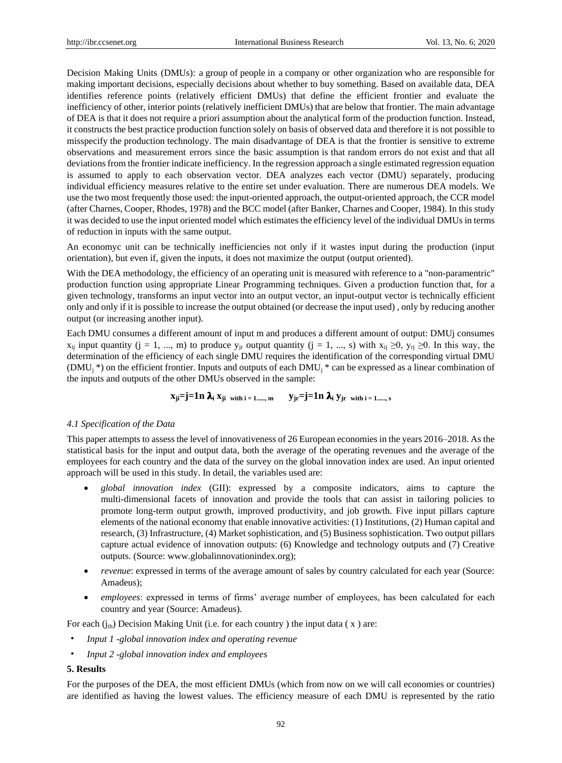Decision Making Units (DMUs): a group of people in a company or other organization who are responsible for making important decisions, especially decisions about whether to buy something. Based on available data, DEA identifies reference points (relatively efficient DMUs) that define the efficient frontier and evaluate the inefficiency of other, interior points (relatively inefficient DMUs) that are below that frontier. The main advantage of DEA is that it does not require a priori assumption about the analytical form of the production function. Instead, it constructs the best practice production function solely on basis of observed data and therefore it is not possible to misspecify the production technology. The main disadvantage of DEA is that the frontier is sensitive to extreme observations and measurement errors since the basic assumption is that random errors do not exist and that all deviations from the frontier indicate inefficiency. In the regression approach a single estimated regression equation is assumed to apply to each observation vector. DEA analyzes each vector (DMU) separately, producing individual efficiency measures relative to the entire set under evaluation. There are numerous DEA models. We use the two most frequently those used: the input-oriented approach, the output-oriented approach, the CCR model (after Charnes, Cooper, Rhodes, 1978) and the BCC model (after Banker, Charnes and Cooper, 1984). In this study it was decided to use the input oriented model which estimates the efficiency level of the individual DMUs in terms of reduction in inputs with the same output.

An economyc unit can be technically inefficiencies not only if it wastes input during the production (input orientation), but even if, given the inputs, it does not maximize the output (output oriented).

With the DEA methodology, the efficiency of an operating unit is measured with reference to a "non-paramentric" production function using appropriate Linear Programming techniques. Given a production function that, for a given technology, transforms an input vector into an output vector, an input-output vector is technically efficient only and only if it is possible to increase the output obtained (or decrease the input used) , only by reducing another output (or increasing another input).

Each DMU consumes a different amount of input m and produces a different amount of output: DMUj consumes $x_{ij}$ input quantity (j = 1, ..., m) to produce $y_{jr}$ output quantity (j = 1, ..., s) with $x_{ij} \geq 0$, $y_{rj} \geq 0$. In this way, the determination of the efficiency of each single DMU requires the identification of the corresponding virtual DMU ($DMU_j$ *) on the efficient frontier. Inputs and outputs of each $DMU_j$ * can be expressed as a linear combination of the inputs and outputs of the other DMUs observed in the sample:

$$\mathbf{x_{ji}=j=1n\ \lambda_i\ x_{ji}}\ \ _{\text{with i = 1....., m}} \qquad \mathbf{y_{jr}=j=1n\ \lambda_i\ y_{jr}}\ \ _{\text{with i = 1....., s}}$$

### 4.1 Specification of the Data

This paper attempts to assess the level of innovativeness of 26 European economies in the years 2016–2018. As the statistical basis for the input and output data, both the average of the operating revenues and the average of the employees for each country and the data of the survey on the global innovation index are used. An input oriented approach will be used in this study. In detail, the variables used are:

- *global innovation index* (GII): expressed by a composite indicators, aims to capture the multi-dimensional facets of innovation and provide the tools that can assist in tailoring policies to promote long-term output growth, improved productivity, and job growth. Five input pillars capture elements of the national economy that enable innovative activities: (1) Institutions, (2) Human capital and research, (3) Infrastructure, (4) Market sophistication, and (5) Business sophistication. Two output pillars capture actual evidence of innovation outputs: (6) Knowledge and technology outputs and (7) Creative outputs. (Source: www.globalinnovationindex.org);
- *revenue*: expressed in terms of the average amount of sales by country calculated for each year (Source: Amadeus);
- *employees*: expressed in terms of firms' average number of employees, has been calculated for each country and year (Source: Amadeus).

For each ($j_{th}$) Decision Making Unit (i.e. for each country ) the input data ( x ) are:

- *Input 1 -global innovation index and operating revenue*
- *Input 2 -global innovation index and employees*

## 5. Results

For the purposes of the DEA, the most efficient DMUs (which from now on we will call economies or countries) are identified as having the lowest values. The efficiency measure of each DMU is represented by the ratio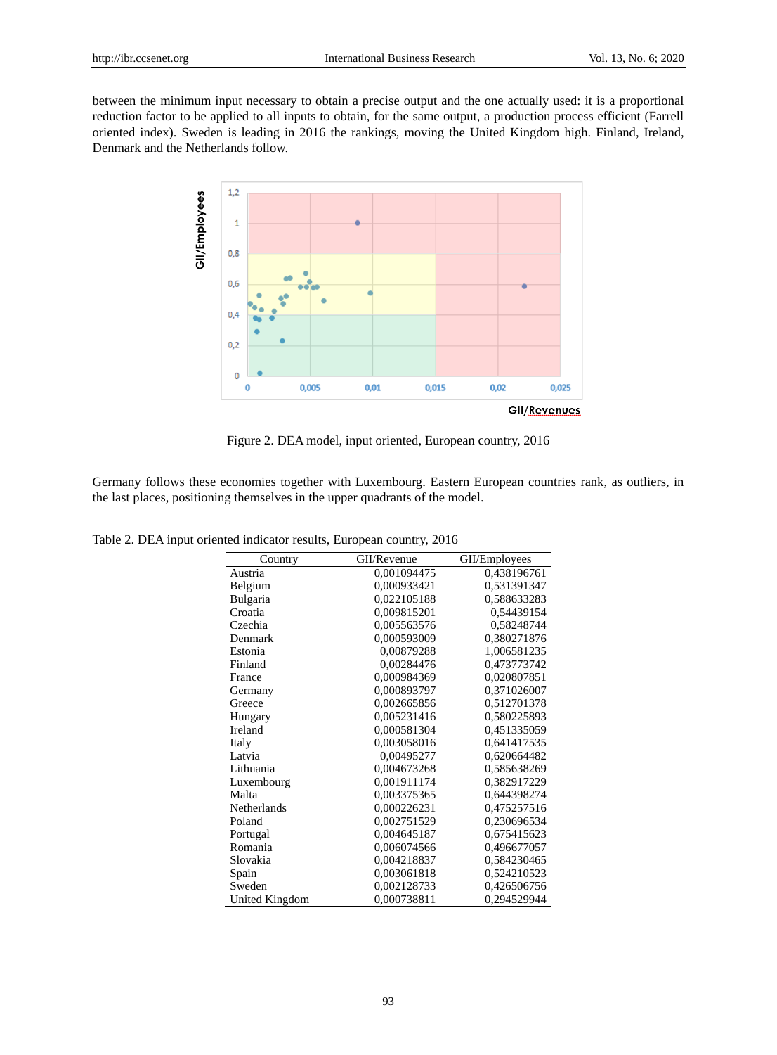between the minimum input necessary to obtain a precise output and the one actually used: it is a proportional reduction factor to be applied to all inputs to obtain, for the same output, a production process efficient (Farrell oriented index). Sweden is leading in 2016 the rankings, moving the United Kingdom high. Finland, Ireland, Denmark and the Netherlands follow.

GII/Employees

1,2
1
0,8
0,6
0,4
0,2
0

0
0,005
0,01
0,015
0,02
0,025

GII/Revenues

Figure 2. DEA model, input oriented, European country, 2016

Germany follows these economies together with Luxembourg. Eastern European countries rank, as outliers, in the last places, positioning themselves in the upper quadrants of the model.

Table 2. DEA input oriented indicator results, European country, 2016

| Country | GII/Revenue | GII/Employees |
|---|---|---|
| Austria | 0,001094475 | 0,438196761 |
| Belgium | 0,000933421 | 0,531391347 |
| Bulgaria | 0,022105188 | 0,588633283 |
| Croatia | 0,009815201 | 0,54439154 |
| Czechia | 0,005563576 | 0,58248744 |
| Denmark | 0,000593009 | 0,380271876 |
| Estonia | 0,00879288 | 1,006581235 |
| Finland | 0,00284476 | 0,473773742 |
| France | 0,000984369 | 0,020807851 |
| Germany | 0,000893797 | 0,371026007 |
| Greece | 0,002665856 | 0,512701378 |
| Hungary | 0,005231416 | 0,580225893 |
| Ireland | 0,000581304 | 0,451335059 |
| Italy | 0,003058016 | 0,641417535 |
| Latvia | 0,00495277 | 0,620664482 |
| Lithuania | 0,004673268 | 0,585638269 |
| Luxembourg | 0,001911174 | 0,382917229 |
| Malta | 0,003375365 | 0,644398274 |
| Netherlands | 0,000226231 | 0,475257516 |
| Poland | 0,002751529 | 0,230696534 |
| Portugal | 0,004645187 | 0,675415623 |
| Romania | 0,006074566 | 0,496677057 |
| Slovakia | 0,004218837 | 0,584230465 |
| Spain | 0,003061818 | 0,524210523 |
| Sweden | 0,002128733 | 0,426506756 |
| United Kingdom | 0,000738811 | 0,294529944 |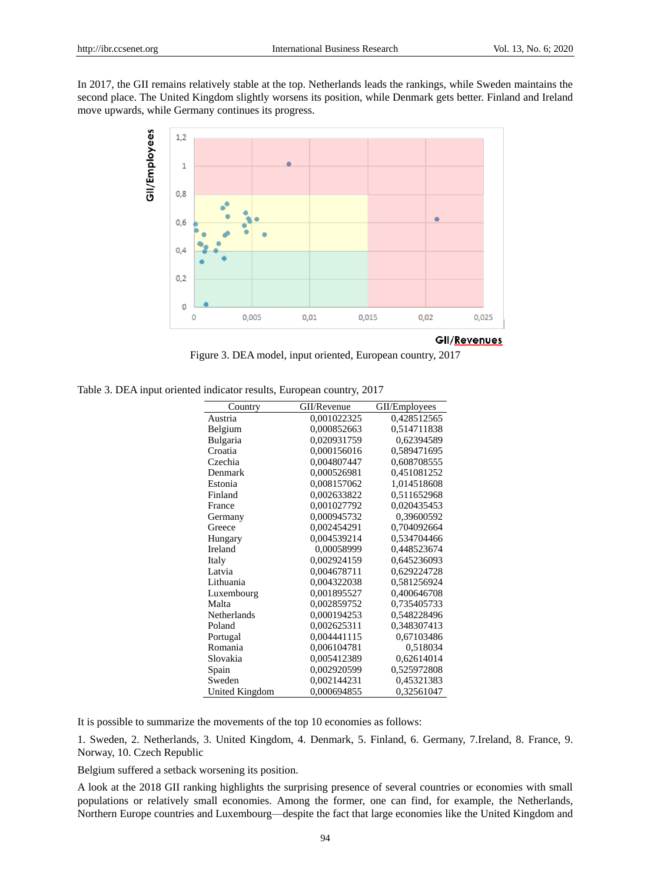In 2017, the GII remains relatively stable at the top. Netherlands leads the rankings, while Sweden maintains the second place. The United Kingdom slightly worsens its position, while Denmark gets better. Finland and Ireland move upwards, while Germany continues its progress.

GII/Employees

1,2
1
0,8
0,6
0,4
0,2
0

0
0,005
0,01
0,015
0,02
0,025

GII/Revenues

Figure 3. DEA model, input oriented, European country, 2017

Table 3. DEA input oriented indicator results, European country, 2017

| Country | GII/Revenue | GII/Employees |
|---|---|---|
| Austria | 0,001022325 | 0,428512565 |
| Belgium | 0,000852663 | 0,514711838 |
| Bulgaria | 0,020931759 | 0,62394589 |
| Croatia | 0,000156016 | 0,589471695 |
| Czechia | 0,004807447 | 0,608708555 |
| Denmark | 0,000526981 | 0,451081252 |
| Estonia | 0,008157062 | 1,014518608 |
| Finland | 0,002633822 | 0,511652968 |
| France | 0,001027792 | 0,020435453 |
| Germany | 0,000945732 | 0,39600592 |
| Greece | 0,002454291 | 0,704092664 |
| Hungary | 0,004539214 | 0,534704466 |
| Ireland | 0,00058999 | 0,448523674 |
| Italy | 0,002924159 | 0,645236093 |
| Latvia | 0,004678711 | 0,629224728 |
| Lithuania | 0,004322038 | 0,581256924 |
| Luxembourg | 0,001895527 | 0,400646708 |
| Malta | 0,002859752 | 0,735405733 |
| Netherlands | 0,000194253 | 0,548228496 |
| Poland | 0,002625311 | 0,348307413 |
| Portugal | 0,004441115 | 0,67103486 |
| Romania | 0,006104781 | 0,518034 |
| Slovakia | 0,005412389 | 0,62614014 |
| Spain | 0,002920599 | 0,525972808 |
| Sweden | 0,002144231 | 0,45321383 |
| United Kingdom | 0,000694855 | 0,32561047 |

It is possible to summarize the movements of the top 10 economies as follows:

1. Sweden, 2. Netherlands, 3. United Kingdom, 4. Denmark, 5. Finland, 6. Germany, 7.Ireland, 8. France, 9. Norway, 10. Czech Republic

Belgium suffered a setback worsening its position.

A look at the 2018 GII ranking highlights the surprising presence of several countries or economies with small populations or relatively small economies. Among the former, one can find, for example, the Netherlands, Northern Europe countries and Luxembourg—despite the fact that large economies like the United Kingdom and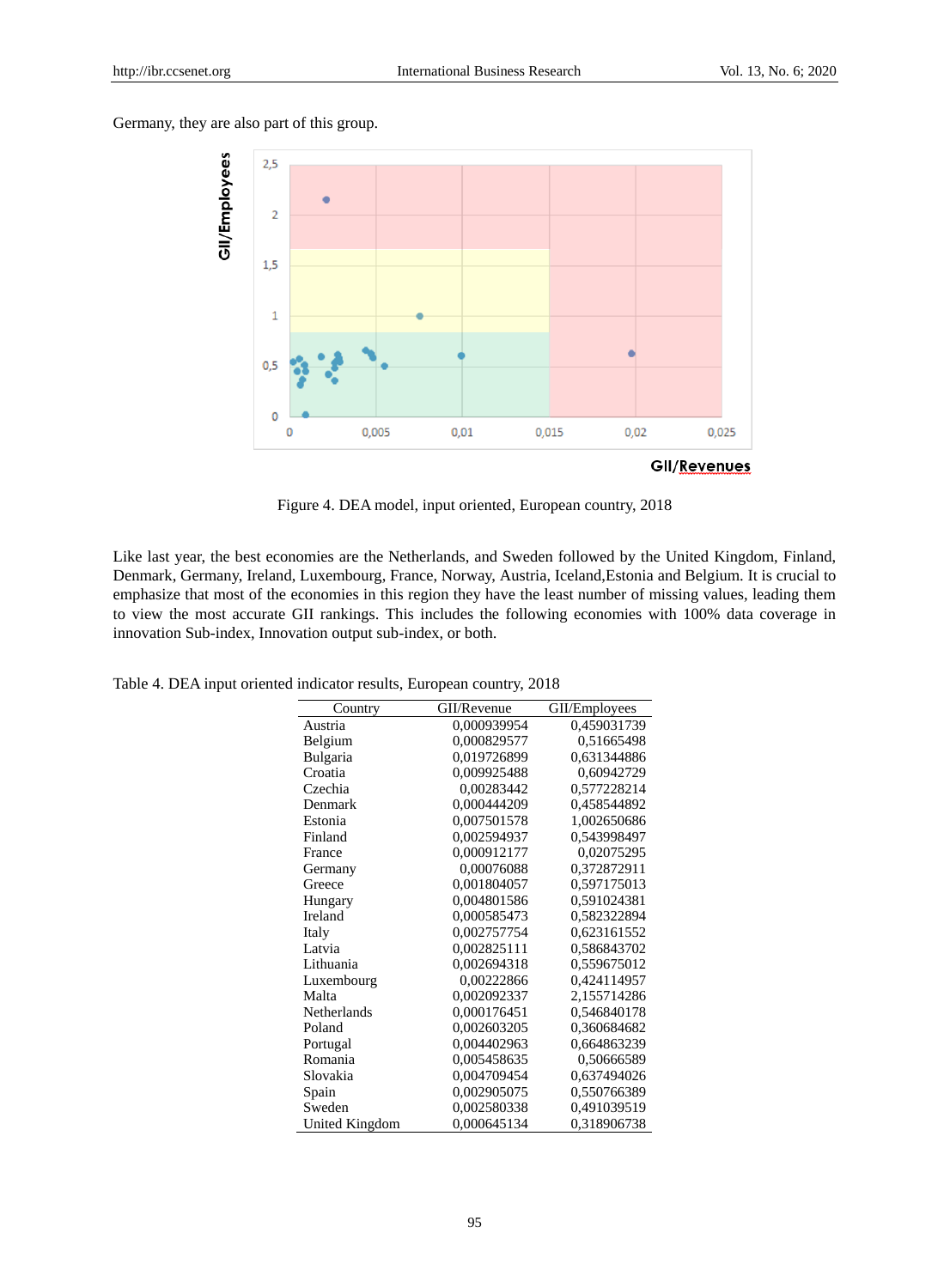Germany, they are also part of this group.

Figure 4. DEA model, input oriented, European country, 2018

Like last year, the best economies are the Netherlands, and Sweden followed by the United Kingdom, Finland, Denmark, Germany, Ireland, Luxembourg, France, Norway, Austria, Iceland,Estonia and Belgium. It is crucial to emphasize that most of the economies in this region they have the least number of missing values, leading them to view the most accurate GII rankings. This includes the following economies with 100% data coverage in innovation Sub-index, Innovation output sub-index, or both.

Table 4. DEA input oriented indicator results, European country, 2018

| Country | GII/Revenue | GII/Employees |
|---|---|---|
| Austria | 0,000939954 | 0,459031739 |
| Belgium | 0,000829577 | 0,51665498 |
| Bulgaria | 0,019726899 | 0,631344886 |
| Croatia | 0,009925488 | 0,60942729 |
| Czechia | 0,00283442 | 0,577228214 |
| Denmark | 0,000444209 | 0,458544892 |
| Estonia | 0,007501578 | 1,002650686 |
| Finland | 0,002594937 | 0,543998497 |
| France | 0,000912177 | 0,02075295 |
| Germany | 0,00076088 | 0,372872911 |
| Greece | 0,001804057 | 0,597175013 |
| Hungary | 0,004801586 | 0,591024381 |
| Ireland | 0,000585473 | 0,582322894 |
| Italy | 0,002757754 | 0,623161552 |
| Latvia | 0,002825111 | 0,586843702 |
| Lithuania | 0,002694318 | 0,559675012 |
| Luxembourg | 0,00222866 | 0,424114957 |
| Malta | 0,002092337 | 2,155714286 |
| Netherlands | 0,000176451 | 0,546840178 |
| Poland | 0,002603205 | 0,360684682 |
| Portugal | 0,004402963 | 0,664863239 |
| Romania | 0,005458635 | 0,50666589 |
| Slovakia | 0,004709454 | 0,637494026 |
| Spain | 0,002905075 | 0,550766389 |
| Sweden | 0,002580338 | 0,491039519 |
| United Kingdom | 0,000645134 | 0,318906738 |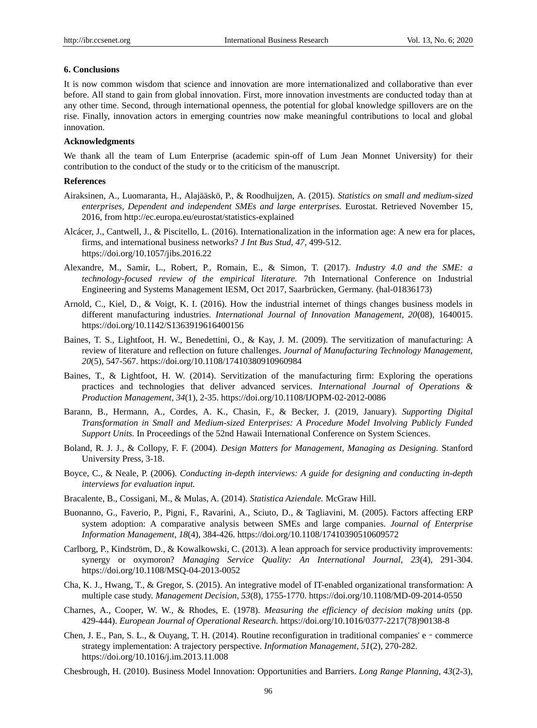### 6. Conclusions

It is now common wisdom that science and innovation are more internationalized and collaborative than ever before. All stand to gain from global innovation. First, more innovation investments are conducted today than at any other time. Second, through international openness, the potential for global knowledge spillovers are on the rise. Finally, innovation actors in emerging countries now make meaningful contributions to local and global innovation.

### Acknowledgments

We thank all the team of Lum Enterprise (academic spin-off of Lum Jean Monnet University) for their contribution to the conduct of the study or to the criticism of the manuscript.

### References

Airaksinen, A., Luomaranta, H., Alajääskö, P., & Roodhuijzen, A. (2015). *Statistics on small and medium-sized enterprises, Dependent and independent SMEs and large enterprises.* Eurostat. Retrieved November 15, 2016, from http://ec.europa.eu/eurostat/statistics-explained

Alcácer, J., Cantwell, J., & Piscitello, L. (2016). Internationalization in the information age: A new era for places, firms, and international business networks? *J Int Bus Stud, 47*, 499-512. https://doi.org/10.1057/jibs.2016.22

Alexandre, M., Samir, L., Robert, P., Romain, E., & Simon, T. (2017). *Industry 4.0 and the SME: a technology-focused review of the empirical literature.* 7th International Conference on Industrial Engineering and Systems Management IESM, Oct 2017, Saarbrücken, Germany. ⟨hal-01836173⟩

Arnold, C., Kiel, D., & Voigt, K. I. (2016). How the industrial internet of things changes business models in different manufacturing industries. *International Journal of Innovation Management, 20*(08), 1640015. https://doi.org/10.1142/S1363919616400156

Baines, T. S., Lightfoot, H. W., Benedettini, O., & Kay, J. M. (2009). The servitization of manufacturing: A review of literature and reflection on future challenges. *Journal of Manufacturing Technology Management, 20*(5), 547-567. https://doi.org/10.1108/17410380910960984

Baines, T., & Lightfoot, H. W. (2014). Servitization of the manufacturing firm: Exploring the operations practices and technologies that deliver advanced services. *International Journal of Operations & Production Management, 34*(1), 2-35. https://doi.org/10.1108/IJOPM-02-2012-0086

Barann, B., Hermann, A., Cordes, A. K., Chasin, F., & Becker, J. (2019, January). *Supporting Digital Transformation in Small and Medium-sized Enterprises: A Procedure Model Involving Publicly Funded Support Units.* In Proceedings of the 52nd Hawaii International Conference on System Sciences.

Boland, R. J. J., & Collopy, F. F. (2004). *Design Matters for Management, Managing as Designing.* Stanford University Press, 3-18.

Boyce, C., & Neale, P. (2006). *Conducting in-depth interviews: A guide for designing and conducting in-depth interviews for evaluation input.*

Bracalente, B., Cossigani, M., & Mulas, A. (2014). *Statistica Aziendale.* McGraw Hill.

Buonanno, G., Faverio, P., Pigni, F., Ravarini, A., Sciuto, D., & Tagliavini, M. (2005). Factors affecting ERP system adoption: A comparative analysis between SMEs and large companies. *Journal of Enterprise Information Management, 18*(4), 384-426. https://doi.org/10.1108/17410390510609572

Carlborg, P., Kindström, D., & Kowalkowski, C. (2013). A lean approach for service productivity improvements: synergy or oxymoron? *Managing Service Quality: An International Journal, 23*(4), 291-304. https://doi.org/10.1108/MSQ-04-2013-0052

Cha, K. J., Hwang, T., & Gregor, S. (2015). An integrative model of IT-enabled organizational transformation: A multiple case study. *Management Decision, 53*(8), 1755-1770. https://doi.org/10.1108/MD-09-2014-0550

Charnes, A., Cooper, W. W., & Rhodes, E. (1978). *Measuring the efficiency of decision making units* (pp. 429-444). *European Journal of Operational Research.* https://doi.org/10.1016/0377-2217(78)90138-8

Chen, J. E., Pan, S. L., & Ouyang, T. H. (2014). Routine reconfiguration in traditional companies' e - commerce strategy implementation: A trajectory perspective. *Information Management, 51*(2), 270-282. https://doi.org/10.1016/j.im.2013.11.008

Chesbrough, H. (2010). Business Model Innovation: Opportunities and Barriers. *Long Range Planning, 43*(2-3),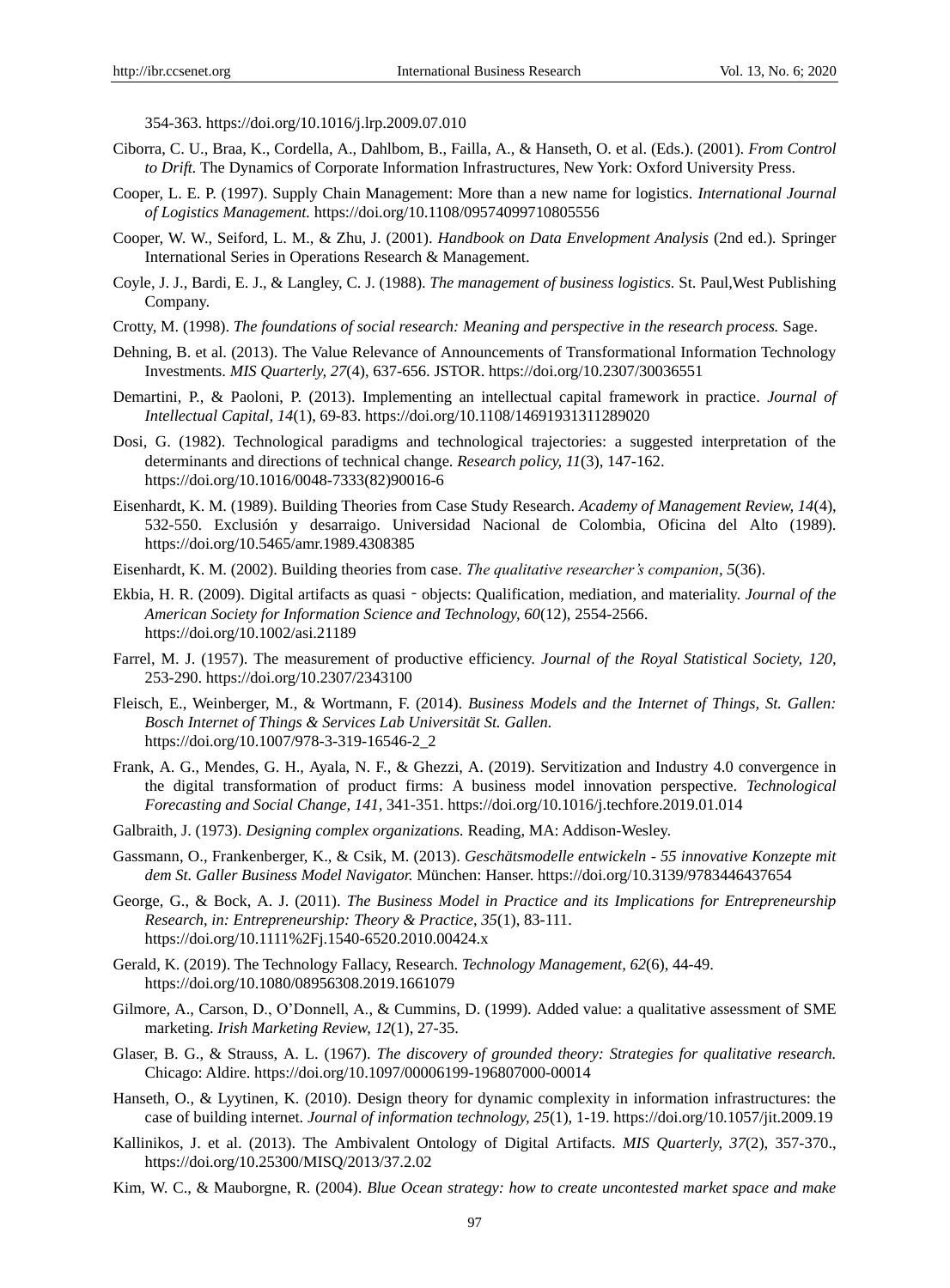354-363. https://doi.org/10.1016/j.lrp.2009.07.010

Ciborra, C. U., Braa, K., Cordella, A., Dahlbom, B., Failla, A., & Hanseth, O. et al. (Eds.). (2001). *From Control to Drift.* The Dynamics of Corporate Information Infrastructures, New York: Oxford University Press.

Cooper, L. E. P. (1997). Supply Chain Management: More than a new name for logistics. *International Journal of Logistics Management.* https://doi.org/10.1108/09574099710805556

Cooper, W. W., Seiford, L. M., & Zhu, J. (2001). *Handbook on Data Envelopment Analysis* (2nd ed.). Springer International Series in Operations Research & Management.

Coyle, J. J., Bardi, E. J., & Langley, C. J. (1988). *The management of business logistics.* St. Paul,West Publishing Company.

Crotty, M. (1998). *The foundations of social research: Meaning and perspective in the research process.* Sage.

Dehning, B. et al. (2013). The Value Relevance of Announcements of Transformational Information Technology Investments. *MIS Quarterly, 27*(4), 637-656. JSTOR. https://doi.org/10.2307/30036551

Demartini, P., & Paoloni, P. (2013). Implementing an intellectual capital framework in practice. *Journal of Intellectual Capital, 14*(1), 69-83. https://doi.org/10.1108/14691931311289020

Dosi, G. (1982). Technological paradigms and technological trajectories: a suggested interpretation of the determinants and directions of technical change. *Research policy, 11*(3), 147-162. https://doi.org/10.1016/0048-7333(82)90016-6

Eisenhardt, K. M. (1989). Building Theories from Case Study Research. *Academy of Management Review, 14*(4), 532-550. Exclusión y desarraigo. Universidad Nacional de Colombia, Oficina del Alto (1989). https://doi.org/10.5465/amr.1989.4308385

Eisenhardt, K. M. (2002). Building theories from case. *The qualitative researcher's companion, 5*(36).

Ekbia, H. R. (2009). Digital artifacts as quasi - objects: Qualification, mediation, and materiality. *Journal of the American Society for Information Science and Technology, 60*(12), 2554-2566. https://doi.org/10.1002/asi.21189

Farrel, M. J. (1957). The measurement of productive efficiency. *Journal of the Royal Statistical Society, 120,* 253-290. https://doi.org/10.2307/2343100

Fleisch, E., Weinberger, M., & Wortmann, F. (2014). *Business Models and the Internet of Things, St. Gallen: Bosch Internet of Things & Services Lab Universität St. Gallen.* https://doi.org/10.1007/978-3-319-16546-2_2

Frank, A. G., Mendes, G. H., Ayala, N. F., & Ghezzi, A. (2019). Servitization and Industry 4.0 convergence in the digital transformation of product firms: A business model innovation perspective. *Technological Forecasting and Social Change, 141,* 341-351. https://doi.org/10.1016/j.techfore.2019.01.014

Galbraith, J. (1973). *Designing complex organizations.* Reading, MA: Addison-Wesley.

Gassmann, O., Frankenberger, K., & Csik, M. (2013). *Geschätsmodelle entwickeln - 55 innovative Konzepte mit dem St. Galler Business Model Navigator.* München: Hanser. https://doi.org/10.3139/9783446437654

George, G., & Bock, A. J. (2011). *The Business Model in Practice and its Implications for Entrepreneurship Research, in: Entrepreneurship: Theory & Practice, 35*(1), 83-111. https://doi.org/10.1111%2Fj.1540-6520.2010.00424.x

Gerald, K. (2019). The Technology Fallacy, Research. *Technology Management, 62*(6), 44-49. https://doi.org/10.1080/08956308.2019.1661079

Gilmore, A., Carson, D., O'Donnell, A., & Cummins, D. (1999). Added value: a qualitative assessment of SME marketing. *Irish Marketing Review, 12*(1), 27-35.

Glaser, B. G., & Strauss, A. L. (1967). *The discovery of grounded theory: Strategies for qualitative research.* Chicago: Aldire. https://doi.org/10.1097/00006199-196807000-00014

Hanseth, O., & Lyytinen, K. (2010). Design theory for dynamic complexity in information infrastructures: the case of building internet. *Journal of information technology, 25*(1), 1-19. https://doi.org/10.1057/jit.2009.19

Kallinikos, J. et al. (2013). The Ambivalent Ontology of Digital Artifacts. *MIS Quarterly, 37*(2), 357-370., https://doi.org/10.25300/MISQ/2013/37.2.02

Kim, W. C., & Mauborgne, R. (2004). *Blue Ocean strategy: how to create uncontested market space and make*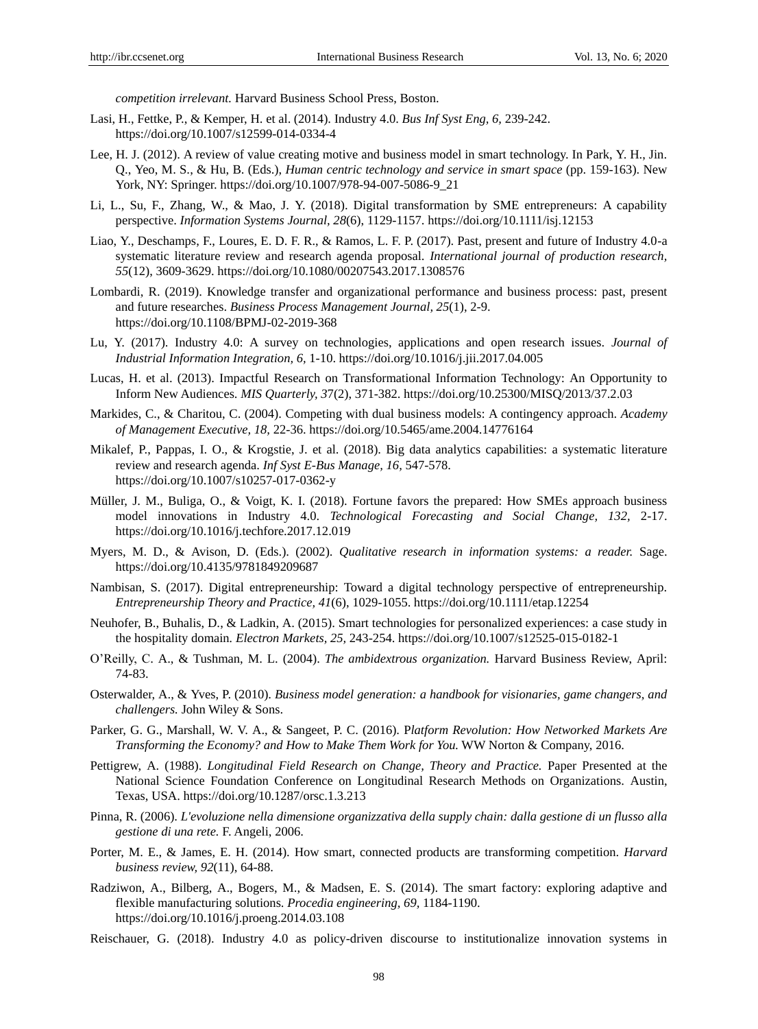*competition irrelevant.* Harvard Business School Press, Boston.

Lasi, H., Fettke, P., & Kemper, H. et al. (2014). Industry 4.0. *Bus Inf Syst Eng, 6,* 239-242. https://doi.org/10.1007/s12599-014-0334-4

Lee, H. J. (2012). A review of value creating motive and business model in smart technology. In Park, Y. H., Jin. Q., Yeo, M. S., & Hu, B. (Eds.), *Human centric technology and service in smart space* (pp. 159-163). New York, NY: Springer. https://doi.org/10.1007/978-94-007-5086-9_21

Li, L., Su, F., Zhang, W., & Mao, J. Y. (2018). Digital transformation by SME entrepreneurs: A capability perspective. *Information Systems Journal, 28*(6), 1129-1157. https://doi.org/10.1111/isj.12153

Liao, Y., Deschamps, F., Loures, E. D. F. R., & Ramos, L. F. P. (2017). Past, present and future of Industry 4.0-a systematic literature review and research agenda proposal. *International journal of production research, 55*(12), 3609-3629. https://doi.org/10.1080/00207543.2017.1308576

Lombardi, R. (2019). Knowledge transfer and organizational performance and business process: past, present and future researches. *Business Process Management Journal, 25*(1), 2-9. https://doi.org/10.1108/BPMJ-02-2019-368

Lu, Y. (2017). Industry 4.0: A survey on technologies, applications and open research issues. *Journal of Industrial Information Integration, 6,* 1-10. https://doi.org/10.1016/j.jii.2017.04.005

Lucas, H. et al. (2013). Impactful Research on Transformational Information Technology: An Opportunity to Inform New Audiences. *MIS Quarterly, 37*(2), 371-382. https://doi.org/10.25300/MISQ/2013/37.2.03

Markides, C., & Charitou, C. (2004). Competing with dual business models: A contingency approach. *Academy of Management Executive, 18,* 22-36. https://doi.org/10.5465/ame.2004.14776164

Mikalef, P., Pappas, I. O., & Krogstie, J. et al. (2018). Big data analytics capabilities: a systematic literature review and research agenda. *Inf Syst E-Bus Manage, 16,* 547-578. https://doi.org/10.1007/s10257-017-0362-y

Müller, J. M., Buliga, O., & Voigt, K. I. (2018). Fortune favors the prepared: How SMEs approach business model innovations in Industry 4.0. *Technological Forecasting and Social Change, 132,* 2-17. https://doi.org/10.1016/j.techfore.2017.12.019

Myers, M. D., & Avison, D. (Eds.). (2002). *Qualitative research in information systems: a reader.* Sage. https://doi.org/10.4135/9781849209687

Nambisan, S. (2017). Digital entrepreneurship: Toward a digital technology perspective of entrepreneurship. *Entrepreneurship Theory and Practice, 41*(6), 1029-1055. https://doi.org/10.1111/etap.12254

Neuhofer, B., Buhalis, D., & Ladkin, A. (2015). Smart technologies for personalized experiences: a case study in the hospitality domain. *Electron Markets, 25,* 243-254. https://doi.org/10.1007/s12525-015-0182-1

O'Reilly, C. A., & Tushman, M. L. (2004). *The ambidextrous organization.* Harvard Business Review, April: 74-83.

Osterwalder, A., & Yves, P. (2010). *Business model generation: a handbook for visionaries, game changers, and challengers.* John Wiley & Sons.

Parker, G. G., Marshall, W. V. A., & Sangeet, P. C. (2016). P*latform Revolution: How Networked Markets Are Transforming the Economy? and How to Make Them Work for You.* WW Norton & Company, 2016.

Pettigrew, A. (1988). *Longitudinal Field Research on Change, Theory and Practice.* Paper Presented at the National Science Foundation Conference on Longitudinal Research Methods on Organizations. Austin, Texas, USA. https://doi.org/10.1287/orsc.1.3.213

Pinna, R. (2006). *L'evoluzione nella dimensione organizzativa della supply chain: dalla gestione di un flusso alla gestione di una rete.* F. Angeli, 2006.

Porter, M. E., & James, E. H. (2014). How smart, connected products are transforming competition. *Harvard business review, 92*(11), 64-88.

Radziwon, A., Bilberg, A., Bogers, M., & Madsen, E. S. (2014). The smart factory: exploring adaptive and flexible manufacturing solutions. *Procedia engineering, 69,* 1184-1190. https://doi.org/10.1016/j.proeng.2014.03.108

Reischauer, G. (2018). Industry 4.0 as policy-driven discourse to institutionalize innovation systems in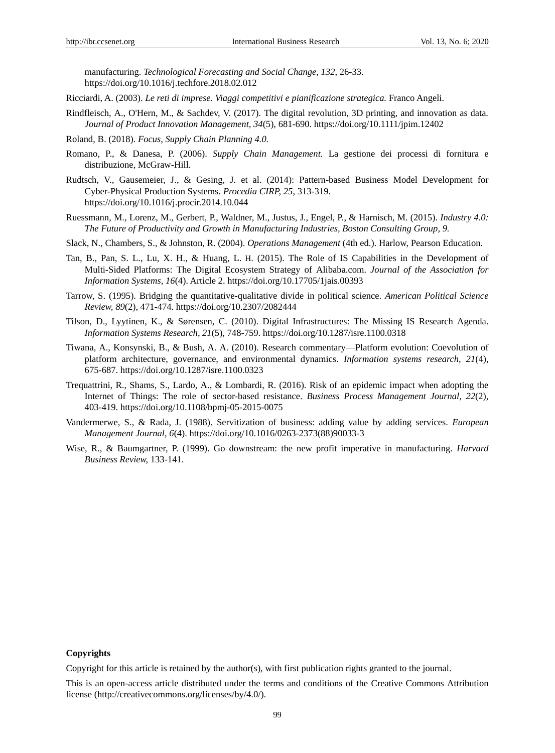manufacturing. *Technological Forecasting and Social Change, 132*, 26-33. https://doi.org/10.1016/j.techfore.2018.02.012

Ricciardi, A. (2003). *Le reti di imprese. Viaggi competitivi e pianificazione strategica.* Franco Angeli.

Rindfleisch, A., O'Hern, M., & Sachdev, V. (2017). The digital revolution, 3D printing, and innovation as data. *Journal of Product Innovation Management, 34*(5), 681-690. https://doi.org/10.1111/jpim.12402

Roland, B. (2018). *Focus, Supply Chain Planning 4.0.*

Romano, P., & Danesa, P. (2006). *Supply Chain Management.* La gestione dei processi di fornitura e distribuzione, McGraw-Hill.

Rudtsch, V., Gausemeier, J., & Gesing, J. et al. (2014): Pattern-based Business Model Development for Cyber-Physical Production Systems. *Procedia CIRP, 25*, 313-319. https://doi.org/10.1016/j.procir.2014.10.044

Ruessmann, M., Lorenz, M., Gerbert, P., Waldner, M., Justus, J., Engel, P., & Harnisch, M. (2015). *Industry 4.0: The Future of Productivity and Growth in Manufacturing Industries, Boston Consulting Group, 9.*

Slack, N., Chambers, S., & Johnston, R. (2004). *Operations Management* (4th ed.). Harlow, Pearson Education.

Tan, B., Pan, S. L., Lu, X. H., & Huang, L. H. (2015). The Role of IS Capabilities in the Development of Multi-Sided Platforms: The Digital Ecosystem Strategy of Alibaba.com. *Journal of the Association for Information Systems, 16*(4). Article 2. https://doi.org/10.17705/1jais.00393

Tarrow, S. (1995). Bridging the quantitative-qualitative divide in political science. *American Political Science Review, 89*(2), 471-474. https://doi.org/10.2307/2082444

Tilson, D., Lyytinen, K., & Sørensen, C. (2010). Digital Infrastructures: The Missing IS Research Agenda. *Information Systems Research, 21*(5), 748-759. https://doi.org/10.1287/isre.1100.0318

Tiwana, A., Konsynski, B., & Bush, A. A. (2010). Research commentary—Platform evolution: Coevolution of platform architecture, governance, and environmental dynamics. *Information systems research, 21*(4), 675-687. https://doi.org/10.1287/isre.1100.0323

Trequattrini, R., Shams, S., Lardo, A., & Lombardi, R. (2016). Risk of an epidemic impact when adopting the Internet of Things: The role of sector-based resistance. *Business Process Management Journal, 22*(2), 403-419. https://doi.org/10.1108/bpmj-05-2015-0075

Vandermerwe, S., & Rada, J. (1988). Servitization of business: adding value by adding services. *European Management Journal, 6*(4). https://doi.org/10.1016/0263-2373(88)90033-3

Wise, R., & Baumgartner, P. (1999). Go downstream: the new profit imperative in manufacturing. *Harvard Business Review,* 133-141.

**Copyrights**

Copyright for this article is retained by the author(s), with first publication rights granted to the journal.

This is an open-access article distributed under the terms and conditions of the Creative Commons Attribution license (http://creativecommons.org/licenses/by/4.0/).